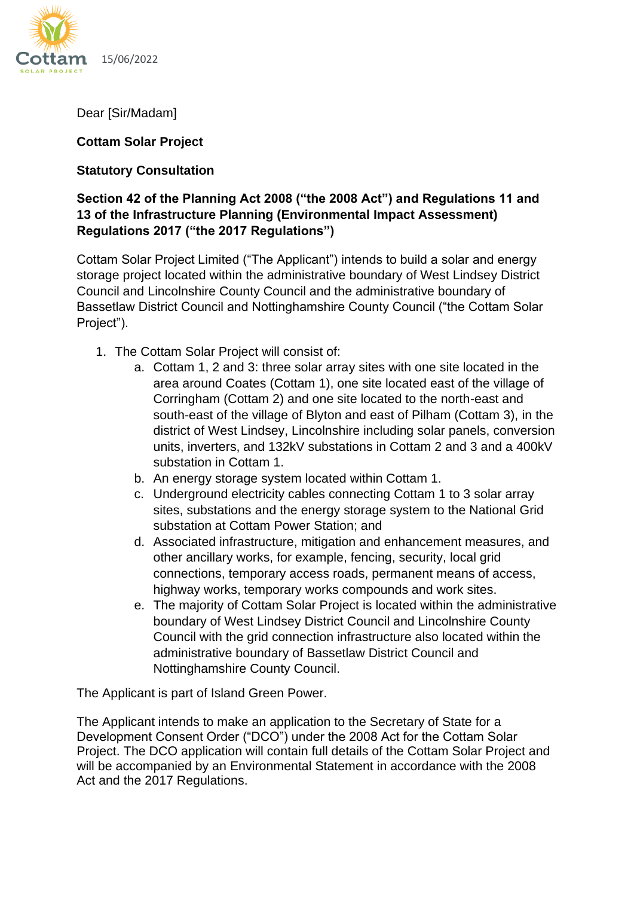15/06/2022

Dear [Sir/Madam]

**Cottam Solar Project**

**Statutory Consultation**

**Section 42 of the Planning Act 2008 ("the 2008 Act") and Regulations 11 and 13 of the Infrastructure Planning (Environmental Impact Assessment) Regulations 2017 ("the 2017 Regulations")**

Cottam Solar Project Limited ("The Applicant") intends to build a solar and energy storage project located within the administrative boundary of West Lindsey District Council and Lincolnshire County Council and the administrative boundary of Bassetlaw District Council and Nottinghamshire County Council ("the Cottam Solar Project").

1. The Cottam Solar Project will consist of:
   a. Cottam 1, 2 and 3: three solar array sites with one site located in the area around Coates (Cottam 1), one site located east of the village of Corringham (Cottam 2) and one site located to the north-east and south-east of the village of Blyton and east of Pilham (Cottam 3), in the district of West Lindsey, Lincolnshire including solar panels, conversion units, inverters, and 132kV substations in Cottam 2 and 3 and a 400kV substation in Cottam 1.
   b. An energy storage system located within Cottam 1.
   c. Underground electricity cables connecting Cottam 1 to 3 solar array sites, substations and the energy storage system to the National Grid substation at Cottam Power Station; and
   d. Associated infrastructure, mitigation and enhancement measures, and other ancillary works, for example, fencing, security, local grid connections, temporary access roads, permanent means of access, highway works, temporary works compounds and work sites.
   e. The majority of Cottam Solar Project is located within the administrative boundary of West Lindsey District Council and Lincolnshire County Council with the grid connection infrastructure also located within the administrative boundary of Bassetlaw District Council and Nottinghamshire County Council.

The Applicant is part of Island Green Power.

The Applicant intends to make an application to the Secretary of State for a Development Consent Order ("DCO") under the 2008 Act for the Cottam Solar Project. The DCO application will contain full details of the Cottam Solar Project and will be accompanied by an Environmental Statement in accordance with the 2008 Act and the 2017 Regulations.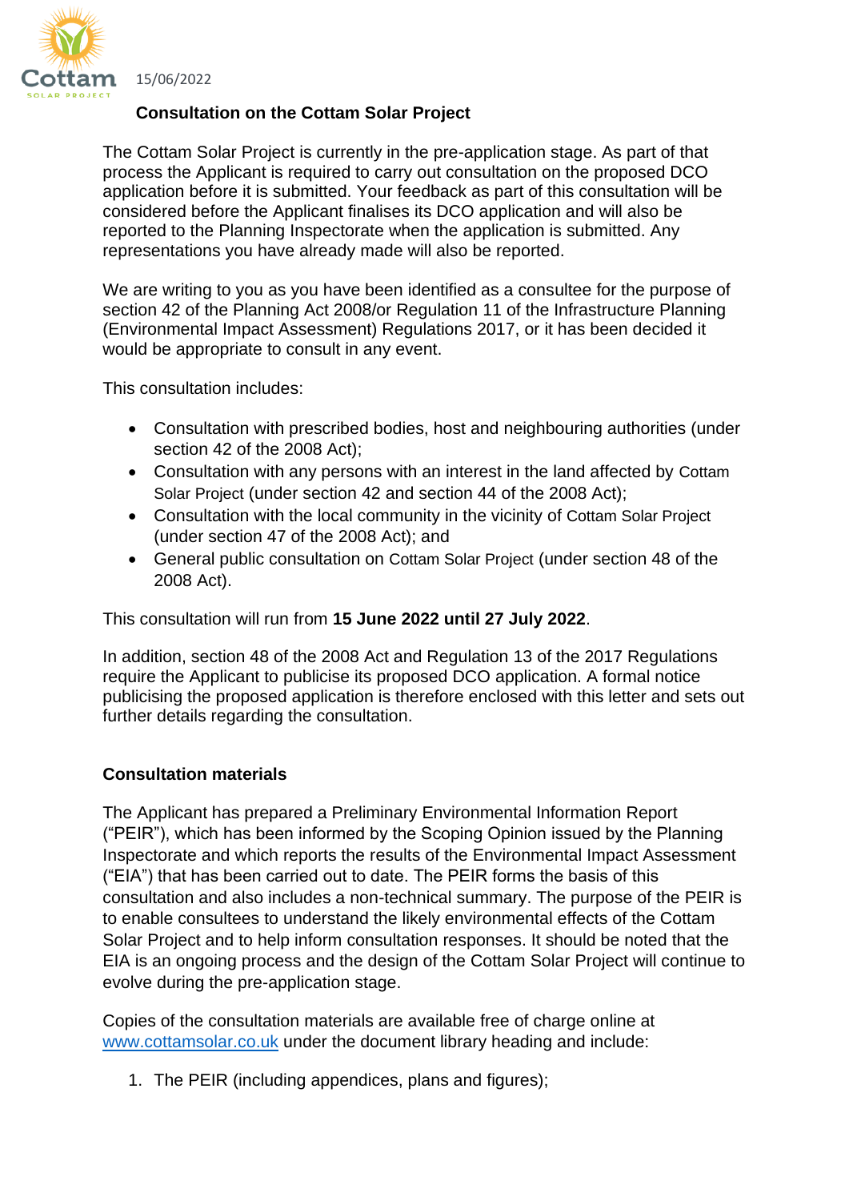15/06/2022

**Consultation on the Cottam Solar Project**

The Cottam Solar Project is currently in the pre-application stage. As part of that process the Applicant is required to carry out consultation on the proposed DCO application before it is submitted. Your feedback as part of this consultation will be considered before the Applicant finalises its DCO application and will also be reported to the Planning Inspectorate when the application is submitted. Any representations you have already made will also be reported.

We are writing to you as you have been identified as a consultee for the purpose of section 42 of the Planning Act 2008/or Regulation 11 of the Infrastructure Planning (Environmental Impact Assessment) Regulations 2017, or it has been decided it would be appropriate to consult in any event.

This consultation includes:

- Consultation with prescribed bodies, host and neighbouring authorities (under section 42 of the 2008 Act);
- Consultation with any persons with an interest in the land affected by Cottam Solar Project (under section 42 and section 44 of the 2008 Act);
- Consultation with the local community in the vicinity of Cottam Solar Project (under section 47 of the 2008 Act); and
- General public consultation on Cottam Solar Project (under section 48 of the 2008 Act).

This consultation will run from **15 June 2022 until 27 July 2022**.

In addition, section 48 of the 2008 Act and Regulation 13 of the 2017 Regulations require the Applicant to publicise its proposed DCO application. A formal notice publicising the proposed application is therefore enclosed with this letter and sets out further details regarding the consultation.

## Consultation materials

The Applicant has prepared a Preliminary Environmental Information Report ("PEIR"), which has been informed by the Scoping Opinion issued by the Planning Inspectorate and which reports the results of the Environmental Impact Assessment ("EIA") that has been carried out to date. The PEIR forms the basis of this consultation and also includes a non-technical summary. The purpose of the PEIR is to enable consultees to understand the likely environmental effects of the Cottam Solar Project and to help inform consultation responses. It should be noted that the EIA is an ongoing process and the design of the Cottam Solar Project will continue to evolve during the pre-application stage.

Copies of the consultation materials are available free of charge online at [www.cottamsolar.co.uk](http://www.cottamsolar.co.uk) under the document library heading and include:

1. The PEIR (including appendices, plans and figures);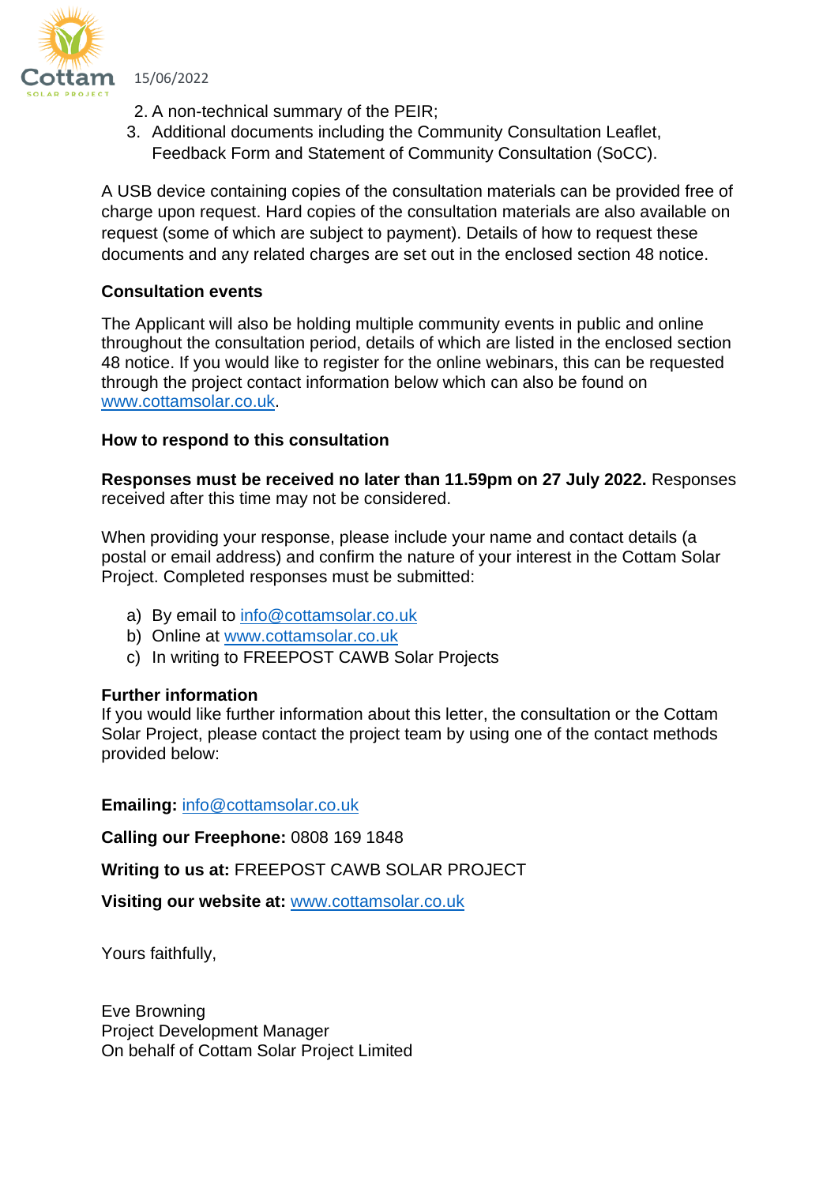2. A non-technical summary of the PEIR;
3. Additional documents including the Community Consultation Leaflet, Feedback Form and Statement of Community Consultation (SoCC).

A USB device containing copies of the consultation materials can be provided free of charge upon request. Hard copies of the consultation materials are also available on request (some of which are subject to payment). Details of how to request these documents and any related charges are set out in the enclosed section 48 notice.

**Consultation events**

The Applicant will also be holding multiple community events in public and online throughout the consultation period, details of which are listed in the enclosed section 48 notice. If you would like to register for the online webinars, this can be requested through the project contact information below which can also be found on www.cottamsolar.co.uk.

**How to respond to this consultation**

**Responses must be received no later than 11.59pm on 27 July 2022.** Responses received after this time may not be considered.

When providing your response, please include your name and contact details (a postal or email address) and confirm the nature of your interest in the Cottam Solar Project. Completed responses must be submitted:

a) By email to info@cottamsolar.co.uk
b) Online at www.cottamsolar.co.uk
c) In writing to FREEPOST CAWB Solar Projects

**Further information**

If you would like further information about this letter, the consultation or the Cottam Solar Project, please contact the project team by using one of the contact methods provided below:

**Emailing:** info@cottamsolar.co.uk

**Calling our Freephone:** 0808 169 1848

**Writing to us at:** FREEPOST CAWB SOLAR PROJECT

**Visiting our website at:** www.cottamsolar.co.uk

Yours faithfully,

Eve Browning
Project Development Manager
On behalf of Cottam Solar Project Limited